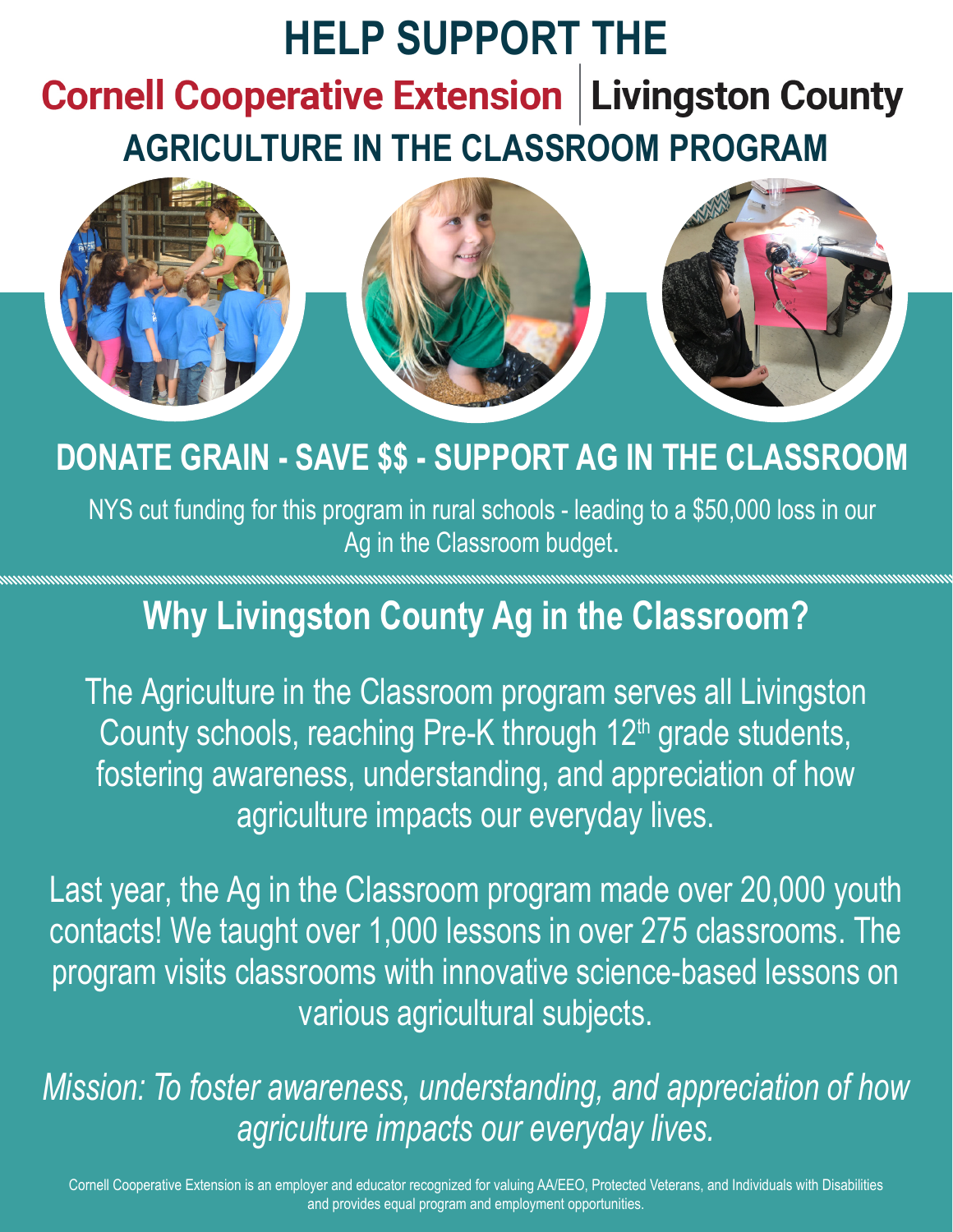# HELP SUPPORT THE

## Cornell Cooperative Extension | Livingston County

## AGRICULTURE IN THE CLASSROOM PROGRAM

## DONATE GRAIN - SAVE $$ - SUPPORT AG IN THE CLASSROOM

NYS cut funding for this program in rural schools - leading to a $50,000 loss in our Ag in the Classroom budget.

## Why Livingston County Ag in the Classroom?

The Agriculture in the Classroom program serves all Livingston County schools, reaching Pre-K through 12th grade students, fostering awareness, understanding, and appreciation of how agriculture impacts our everyday lives.

Last year, the Ag in the Classroom program made over 20,000 youth contacts! We taught over 1,000 lessons in over 275 classrooms. The program visits classrooms with innovative science-based lessons on various agricultural subjects.

*Mission: To foster awareness, understanding, and appreciation of how agriculture impacts our everyday lives.*

Cornell Cooperative Extension is an employer and educator recognized for valuing AA/EEO, Protected Veterans, and Individuals with Disabilities and provides equal program and employment opportunities.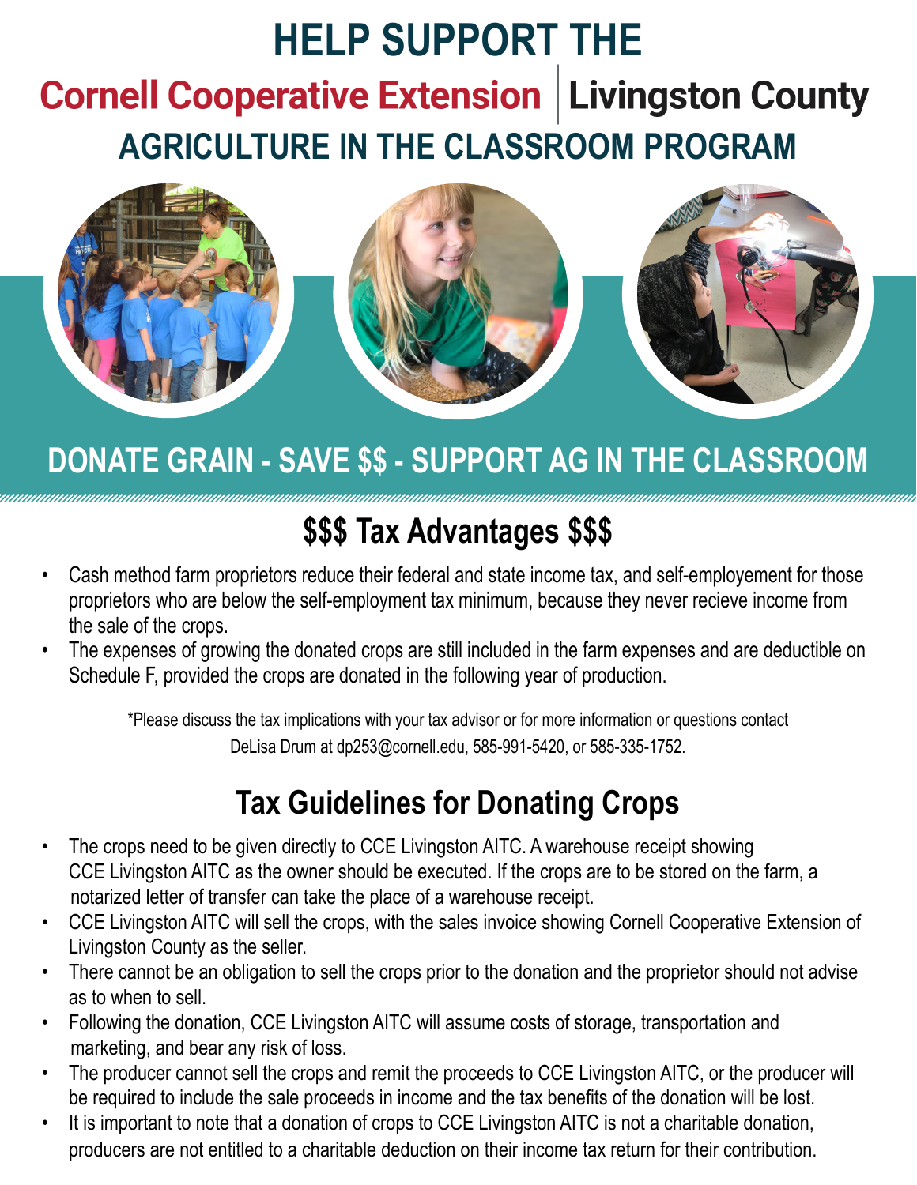# HELP SUPPORT THE

## Cornell Cooperative Extension | Livingston County

## AGRICULTURE IN THE CLASSROOM PROGRAM

## DONATE GRAIN - SAVE $$ - SUPPORT AG IN THE CLASSROOM

## $$$ Tax Advantages $$$

- Cash method farm proprietors reduce their federal and state income tax, and self-employement for those proprietors who are below the self-employment tax minimum, because they never recieve income from the sale of the crops.
- The expenses of growing the donated crops are still included in the farm expenses and are deductible on Schedule F, provided the crops are donated in the following year of production.

*Please discuss the tax implications with your tax advisor or for more information or questions contact DeLisa Drum at dp253@cornell.edu, 585-991-5420, or 585-335-1752.

## Tax Guidelines for Donating Crops

- The crops need to be given directly to CCE Livingston AITC. A warehouse receipt showing CCE Livingston AITC as the owner should be executed. If the crops are to be stored on the farm, a notarized letter of transfer can take the place of a warehouse receipt.
- CCE Livingston AITC will sell the crops, with the sales invoice showing Cornell Cooperative Extension of Livingston County as the seller.
- There cannot be an obligation to sell the crops prior to the donation and the proprietor should not advise as to when to sell.
- Following the donation, CCE Livingston AITC will assume costs of storage, transportation and marketing, and bear any risk of loss.
- The producer cannot sell the crops and remit the proceeds to CCE Livingston AITC, or the producer will be required to include the sale proceeds in income and the tax benefits of the donation will be lost.
- It is important to note that a donation of crops to CCE Livingston AITC is not a charitable donation, producers are not entitled to a charitable deduction on their income tax return for their contribution.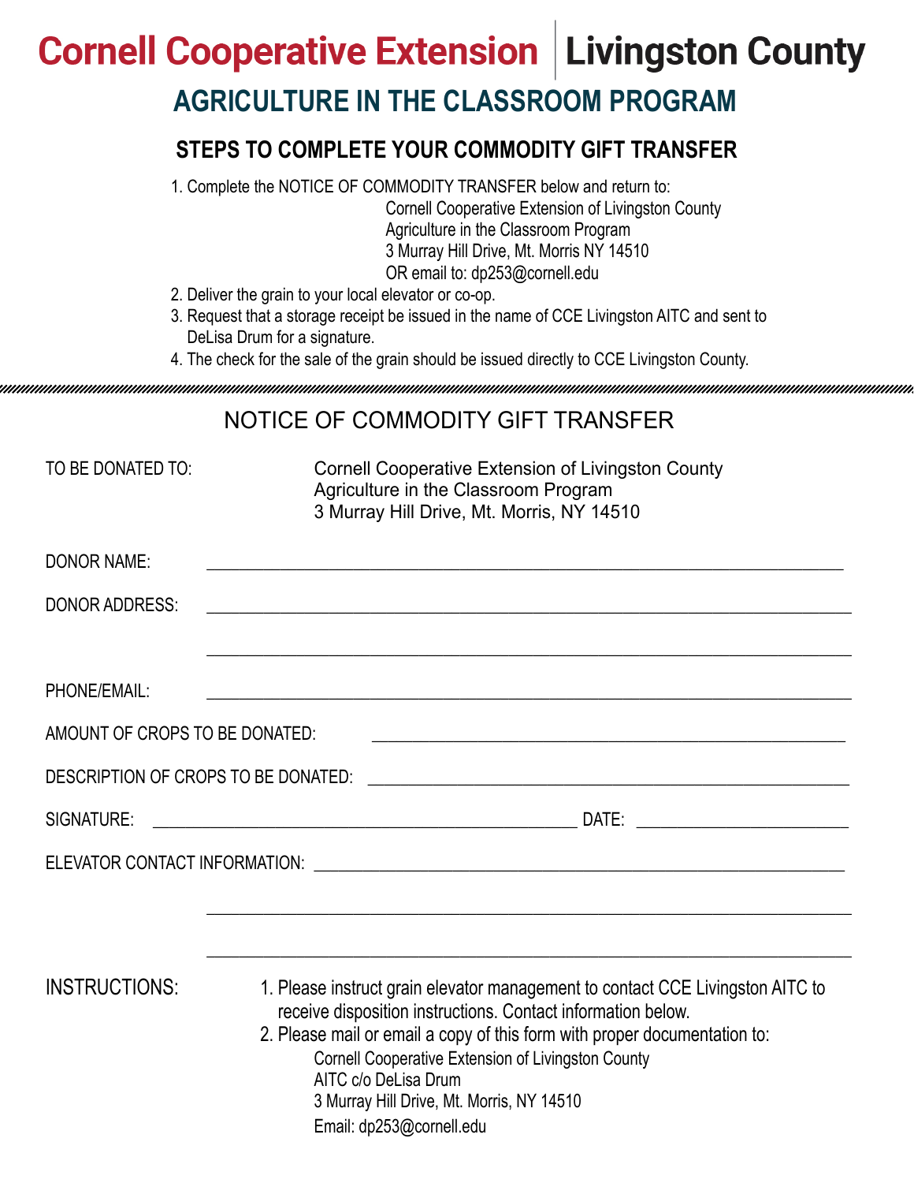# Cornell Cooperative Extension | Livingston County

## AGRICULTURE IN THE CLASSROOM PROGRAM

### STEPS TO COMPLETE YOUR COMMODITY GIFT TRANSFER

1. Complete the NOTICE OF COMMODITY TRANSFER below and return to:
   Cornell Cooperative Extension of Livingston County
   Agriculture in the Classroom Program
   3 Murray Hill Drive, Mt. Morris NY 14510
   OR email to: dp253@cornell.edu
2. Deliver the grain to your local elevator or co-op.
3. Request that a storage receipt be issued in the name of CCE Livingston AITC and sent to DeLisa Drum for a signature.
4. The check for the sale of the grain should be issued directly to CCE Livingston County.

---

## NOTICE OF COMMODITY GIFT TRANSFER

TO BE DONATED TO: Cornell Cooperative Extension of Livingston County
Agriculture in the Classroom Program
3 Murray Hill Drive, Mt. Morris, NY 14510

DONOR NAME: ____________________________________________

DONOR ADDRESS: ____________________________________________

____________________________________________

PHONE/EMAIL: ____________________________________________

AMOUNT OF CROPS TO BE DONATED: ____________________________________________

DESCRIPTION OF CROPS TO BE DONATED: ____________________________________________

SIGNATURE: ______________________________ DATE: ____________________

ELEVATOR CONTACT INFORMATION: ____________________________________________

____________________________________________

____________________________________________

INSTRUCTIONS:

1. Please instruct grain elevator management to contact CCE Livingston AITC to receive disposition instructions. Contact information below.
2. Please mail or email a copy of this form with proper documentation to:
   Cornell Cooperative Extension of Livingston County
   AITC c/o DeLisa Drum
   3 Murray Hill Drive, Mt. Morris, NY 14510
   Email: dp253@cornell.edu